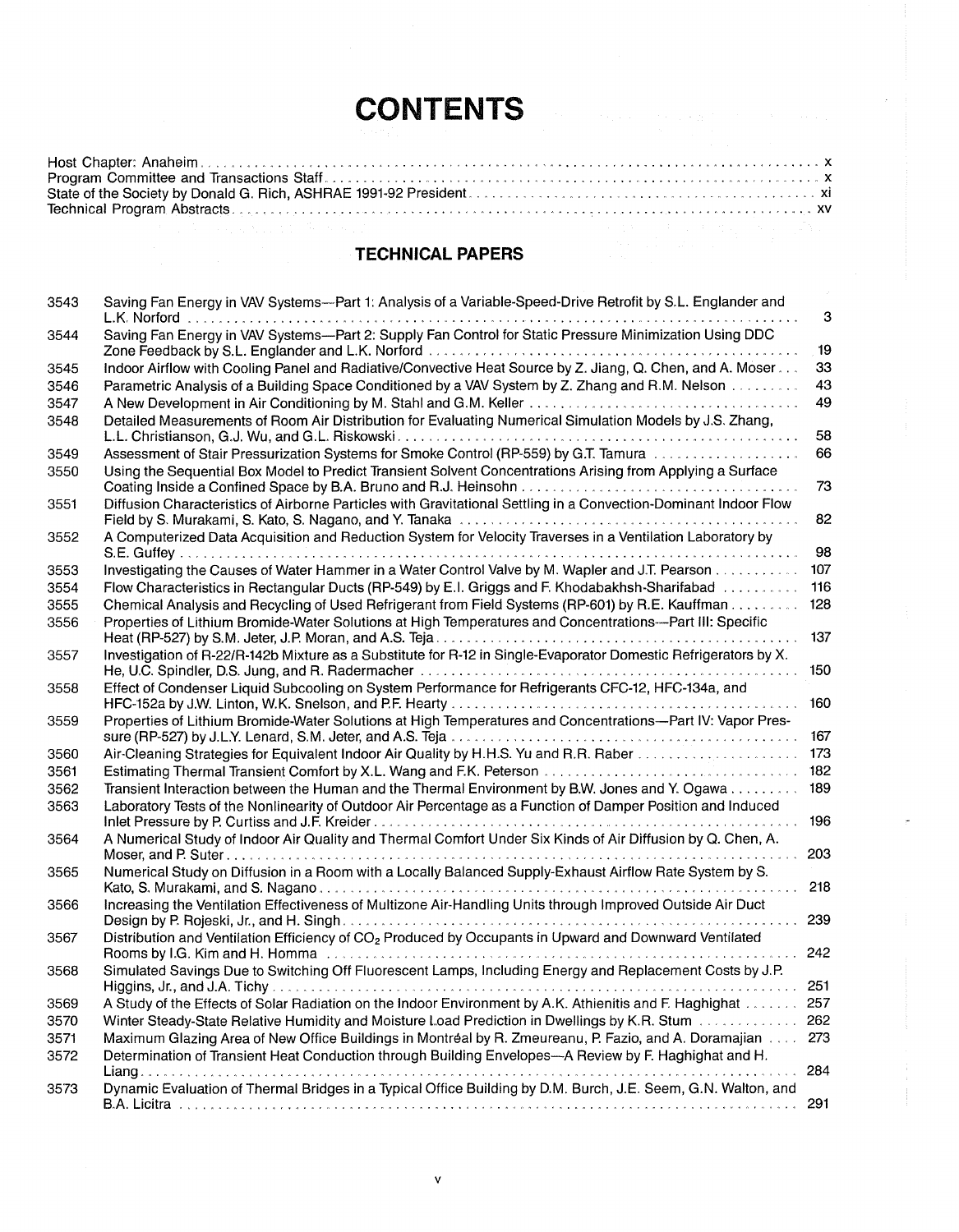# CONTENTS

| | |
|---|---|
| Host Chapter: Anaheim | x |
| Program Committee and Transactions Staff | x |
| State of the Society by Donald G. Rich, ASHRAE 1991-92 President | xi |
| Technical Program Abstracts | xv |

## TECHNICAL PAPERS

| | | |
|---|---|---|
| 3543 | Saving Fan Energy in VAV Systems—Part 1: Analysis of a Variable-Speed-Drive Retrofit by S.L. Englander and L.K. Norford | 3 |
| 3544 | Saving Fan Energy in VAV Systems—Part 2: Supply Fan Control for Static Pressure Minimization Using DDC Zone Feedback by S.L. Englander and L.K. Norford | 19 |
| 3545 | Indoor Airflow with Cooling Panel and Radiative/Convective Heat Source by Z. Jiang, Q. Chen, and A. Moser | 33 |
| 3546 | Parametric Analysis of a Building Space Conditioned by a VAV System by Z. Zhang and R.M. Nelson | 43 |
| 3547 | A New Development in Air Conditioning by M. Stahl and G.M. Keller | 49 |
| 3548 | Detailed Measurements of Room Air Distribution for Evaluating Numerical Simulation Models by J.S. Zhang, L.L. Christianson, G.J. Wu, and G.L. Riskowski | 58 |
| 3549 | Assessment of Stair Pressurization Systems for Smoke Control (RP-559) by G.T. Tamura | 66 |
| 3550 | Using the Sequential Box Model to Predict Transient Solvent Concentrations Arising from Applying a Surface Coating Inside a Confined Space by B.A. Bruno and R.J. Heinsohn | 73 |
| 3551 | Diffusion Characteristics of Airborne Particles with Gravitational Settling in a Convection-Dominant Indoor Flow Field by S. Murakami, S. Kato, S. Nagano, and Y. Tanaka | 82 |
| 3552 | A Computerized Data Acquisition and Reduction System for Velocity Traverses in a Ventilation Laboratory by S.E. Guffey | 98 |
| 3553 | Investigating the Causes of Water Hammer in a Water Control Valve by M. Wapler and J.T. Pearson | 107 |
| 3554 | Flow Characteristics in Rectangular Ducts (RP-549) by E.I. Griggs and F. Khodabakhsh-Sharifabad | 116 |
| 3555 | Chemical Analysis and Recycling of Used Refrigerant from Field Systems (RP-601) by R.E. Kauffman | 128 |
| 3556 | Properties of Lithium Bromide-Water Solutions at High Temperatures and Concentrations—Part III: Specific Heat (RP-527) by S.M. Jeter, J.P. Moran, and A.S. Teja | 137 |
| 3557 | Investigation of R-22/R-142b Mixture as a Substitute for R-12 in Single-Evaporator Domestic Refrigerators by X. He, U.C. Spindler, D.S. Jung, and R. Radermacher | 150 |
| 3558 | Effect of Condenser Liquid Subcooling on System Performance for Refrigerants CFC-12, HFC-134a, and HFC-152a by J.W. Linton, W.K. Snelson, and P.F. Hearty | 160 |
| 3559 | Properties of Lithium Bromide-Water Solutions at High Temperatures and Concentrations—Part IV: Vapor Pressure (RP-527) by J.L.Y. Lenard, S.M. Jeter, and A.S. Teja | 167 |
| 3560 | Air-Cleaning Strategies for Equivalent Indoor Air Quality by H.H.S. Yu and R.R. Raber | 173 |
| 3561 | Estimating Thermal Transient Comfort by X.L. Wang and F.K. Peterson | 182 |
| 3562 | Transient Interaction between the Human and the Thermal Environment by B.W. Jones and Y. Ogawa | 189 |
| 3563 | Laboratory Tests of the Nonlinearity of Outdoor Air Percentage as a Function of Damper Position and Induced Inlet Pressure by P. Curtiss and J.F. Kreider | 196 |
| 3564 | A Numerical Study of Indoor Air Quality and Thermal Comfort Under Six Kinds of Air Diffusion by Q. Chen, A. Moser, and P. Suter | 203 |
| 3565 | Numerical Study on Diffusion in a Room with a Locally Balanced Supply-Exhaust Airflow Rate System by S. Kato, S. Murakami, and S. Nagano | 218 |
| 3566 | Increasing the Ventilation Effectiveness of Multizone Air-Handling Units through Improved Outside Air Duct Design by P. Rojeski, Jr., and H. Singh | 239 |
| 3567 | Distribution and Ventilation Efficiency of $CO_2$ Produced by Occupants in Upward and Downward Ventilated Rooms by I.G. Kim and H. Homma | 242 |
| 3568 | Simulated Savings Due to Switching Off Fluorescent Lamps, Including Energy and Replacement Costs by J.P. Higgins, Jr., and J.A. Tichy | 251 |
| 3569 | A Study of the Effects of Solar Radiation on the Indoor Environment by A.K. Athienitis and F. Haghighat | 257 |
| 3570 | Winter Steady-State Relative Humidity and Moisture Load Prediction in Dwellings by K.R. Stum | 262 |
| 3571 | Maximum Glazing Area of New Office Buildings in Montréal by R. Zmeureanu, P. Fazio, and A. Doramajian | 273 |
| 3572 | Determination of Transient Heat Conduction through Building Envelopes—A Review by F. Haghighat and H. Liang | 284 |
| 3573 | Dynamic Evaluation of Thermal Bridges in a Typical Office Building by D.M. Burch, J.E. Seem, G.N. Walton, and B.A. Licitra | 291 |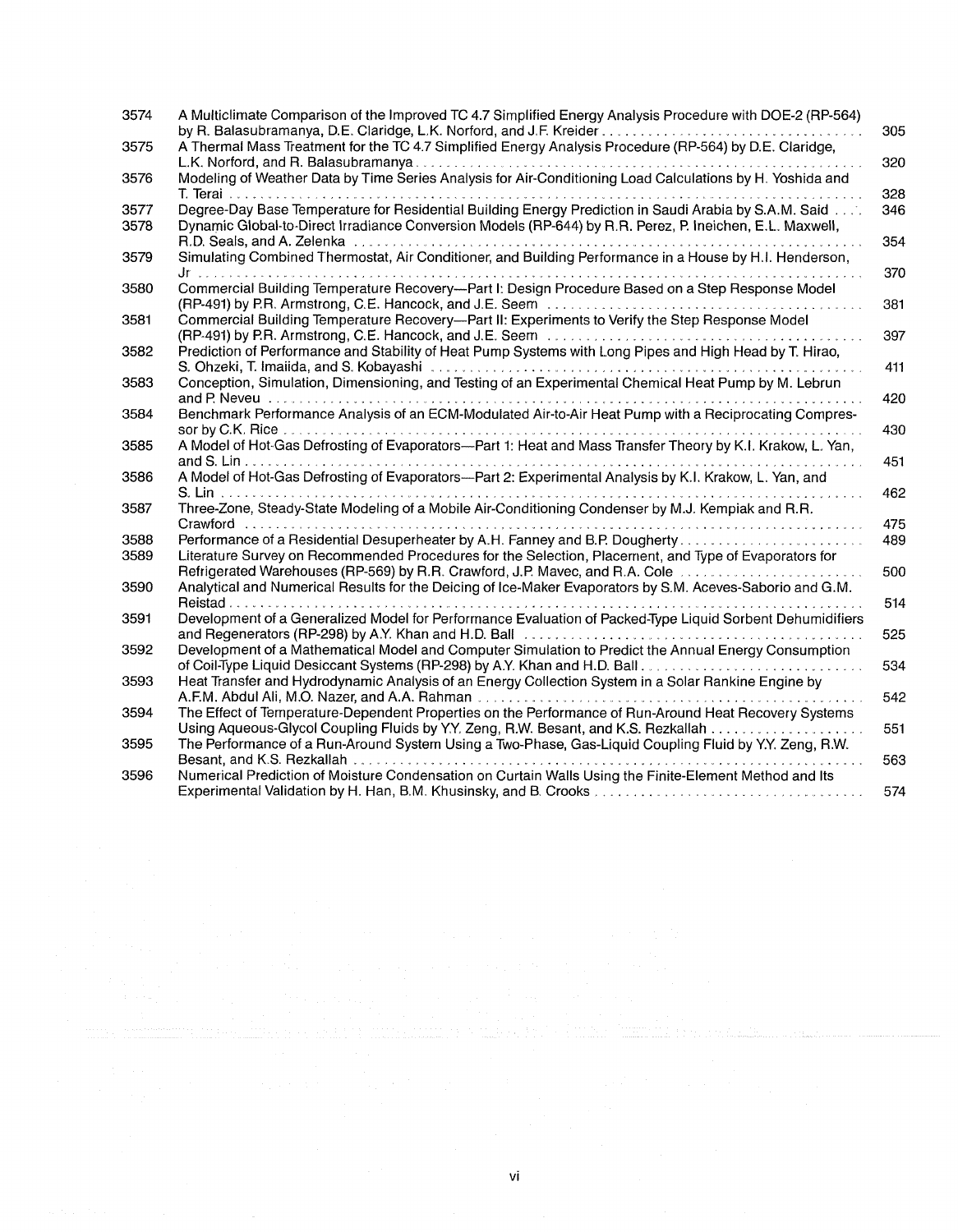| | | |
|---|---|---|
| 3574 | A Multiclimate Comparison of the Improved TC 4.7 Simplified Energy Analysis Procedure with DOE-2 (RP-564) by R. Balasubramanya, D.E. Claridge, L.K. Norford, and J.F. Kreider | 305 |
| 3575 | A Thermal Mass Treatment for the TC 4.7 Simplified Energy Analysis Procedure (RP-564) by D.E. Claridge, L.K. Norford, and R. Balasubramanya | 320 |
| 3576 | Modeling of Weather Data by Time Series Analysis for Air-Conditioning Load Calculations by H. Yoshida and T. Terai | 328 |
| 3577 | Degree-Day Base Temperature for Residential Building Energy Prediction in Saudi Arabia by S.A.M. Said | 346 |
| 3578 | Dynamic Global-to-Direct Irradiance Conversion Models (RP-644) by R.R. Perez, P. Ineichen, E.L. Maxwell, R.D. Seals, and A. Zelenka | 354 |
| 3579 | Simulating Combined Thermostat, Air Conditioner, and Building Performance in a House by H.I. Henderson, Jr | 370 |
| 3580 | Commercial Building Temperature Recovery—Part I: Design Procedure Based on a Step Response Model (RP-491) by P.R. Armstrong, C.E. Hancock, and J.E. Seem | 381 |
| 3581 | Commercial Building Temperature Recovery—Part II: Experiments to Verify the Step Response Model (RP-491) by P.R. Armstrong, C.E. Hancock, and J.E. Seem | 397 |
| 3582 | Prediction of Performance and Stability of Heat Pump Systems with Long Pipes and High Head by T. Hirao, S. Ohzeki, T. Imaiida, and S. Kobayashi | 411 |
| 3583 | Conception, Simulation, Dimensioning, and Testing of an Experimental Chemical Heat Pump by M. Lebrun and P. Neveu | 420 |
| 3584 | Benchmark Performance Analysis of an ECM-Modulated Air-to-Air Heat Pump with a Reciprocating Compressor by C.K. Rice | 430 |
| 3585 | A Model of Hot-Gas Defrosting of Evaporators—Part 1: Heat and Mass Transfer Theory by K.I. Krakow, L. Yan, and S. Lin | 451 |
| 3586 | A Model of Hot-Gas Defrosting of Evaporators—Part 2: Experimental Analysis by K.I. Krakow, L. Yan, and S. Lin | 462 |
| 3587 | Three-Zone, Steady-State Modeling of a Mobile Air-Conditioning Condenser by M.J. Kempiak and R.R. Crawford | 475 |
| 3588 | Performance of a Residential Desuperheater by A.H. Fanney and B.P. Dougherty | 489 |
| 3589 | Literature Survey on Recommended Procedures for the Selection, Placement, and Type of Evaporators for Refrigerated Warehouses (RP-569) by R.R. Crawford, J.P. Mavec, and R.A. Cole | 500 |
| 3590 | Analytical and Numerical Results for the Deicing of Ice-Maker Evaporators by S.M. Aceves-Saborio and G.M. Reistad | 514 |
| 3591 | Development of a Generalized Model for Performance Evaluation of Packed-Type Liquid Sorbent Dehumidifiers and Regenerators (RP-298) by A.Y. Khan and H.D. Ball | 525 |
| 3592 | Development of a Mathematical Model and Computer Simulation to Predict the Annual Energy Consumption of Coil-Type Liquid Desiccant Systems (RP-298) by A.Y. Khan and H.D. Ball | 534 |
| 3593 | Heat Transfer and Hydrodynamic Analysis of an Energy Collection System in a Solar Rankine Engine by A.F.M. Abdul Ali, M.O. Nazer, and A.A. Rahman | 542 |
| 3594 | The Effect of Temperature-Dependent Properties on the Performance of Run-Around Heat Recovery Systems Using Aqueous-Glycol Coupling Fluids by Y.Y. Zeng, R.W. Besant, and K.S. Rezkallah | 551 |
| 3595 | The Performance of a Run-Around System Using a Two-Phase, Gas-Liquid Coupling Fluid by Y.Y. Zeng, R.W. Besant, and K.S. Rezkallah | 563 |
| 3596 | Numerical Prediction of Moisture Condensation on Curtain Walls Using the Finite-Element Method and Its Experimental Validation by H. Han, B.M. Khusinsky, and B. Crooks | 574 |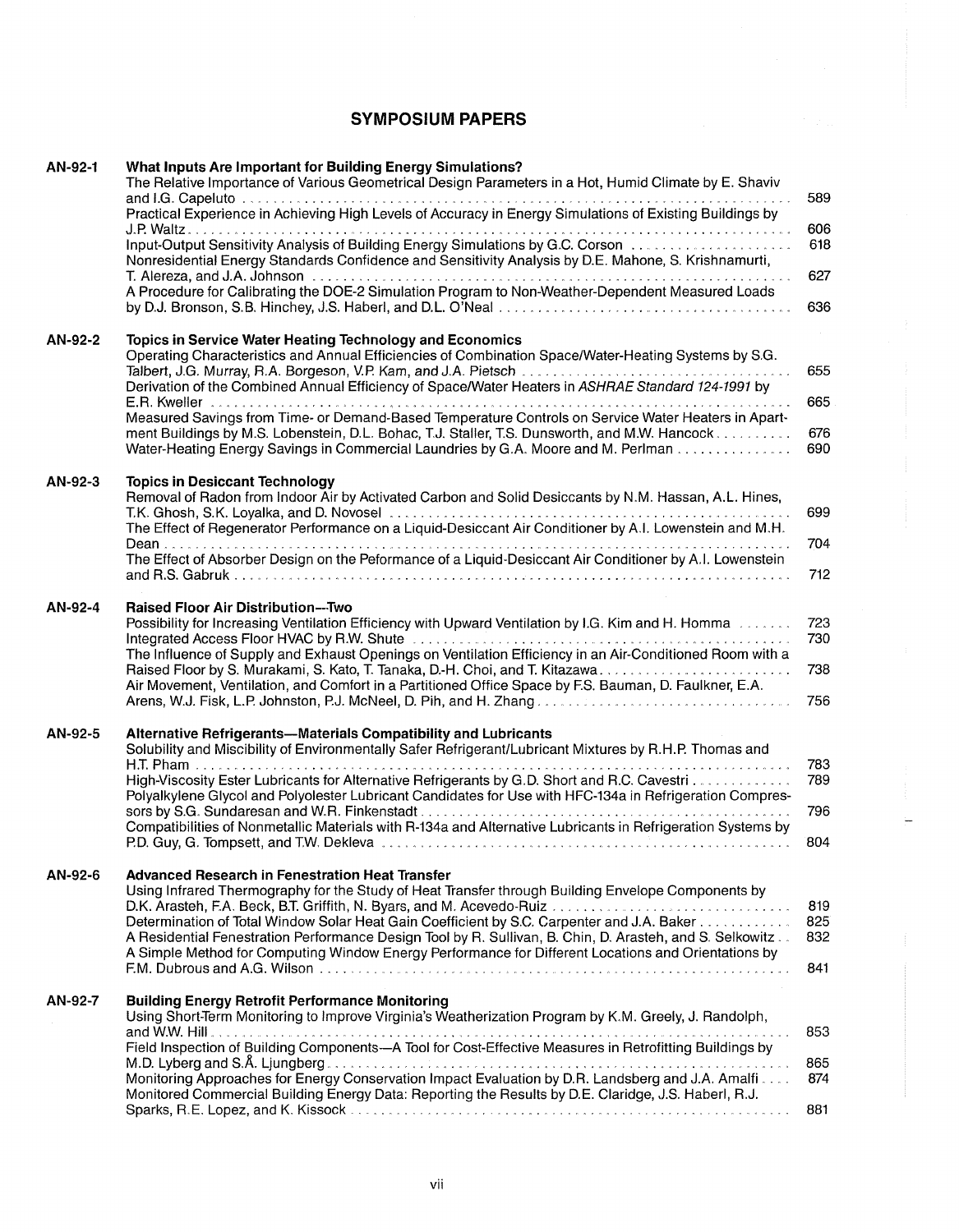# SYMPOSIUM PAPERS

**AN-92-1** **What Inputs Are Important for Building Energy Simulations?**

The Relative Importance of Various Geometrical Design Parameters in a Hot, Humid Climate by E. Shaviv and I.G. Capeluto ... 589

Practical Experience in Achieving High Levels of Accuracy in Energy Simulations of Existing Buildings by J.P. Waltz ... 606

Input-Output Sensitivity Analysis of Building Energy Simulations by G.C. Corson ... 618

Nonresidential Energy Standards Confidence and Sensitivity Analysis by D.E. Mahone, S. Krishnamurti, T. Alereza, and J.A. Johnson ... 627

A Procedure for Calibrating the DOE-2 Simulation Program to Non-Weather-Dependent Measured Loads by D.J. Bronson, S.B. Hinchey, J.S. Haberl, and D.L. O'Neal ... 636

**AN-92-2** **Topics in Service Water Heating Technology and Economics**

Operating Characteristics and Annual Efficiencies of Combination Space/Water-Heating Systems by S.G. Talbert, J.G. Murray, R.A. Borgeson, V.P. Kam, and J.A. Pietsch ... 655

Derivation of the Combined Annual Efficiency of Space/Water Heaters in *ASHRAE Standard 124-1991* by E.R. Kweller ... 665

Measured Savings from Time- or Demand-Based Temperature Controls on Service Water Heaters in Apartment Buildings by M.S. Lobenstein, D.L. Bohac, T.J. Staller, T.S. Dunsworth, and M.W. Hancock ... 676

Water-Heating Energy Savings in Commercial Laundries by G.A. Moore and M. Perlman ... 690

**AN-92-3** **Topics in Desiccant Technology**

Removal of Radon from Indoor Air by Activated Carbon and Solid Desiccants by N.M. Hassan, A.L. Hines, T.K. Ghosh, S.K. Loyalka, and D. Novosel ... 699

The Effect of Regenerator Performance on a Liquid-Desiccant Air Conditioner by A.I. Lowenstein and M.H. Dean ... 704

The Effect of Absorber Design on the Peformance of a Liquid-Desiccant Air Conditioner by A.I. Lowenstein and R.S. Gabruk ... 712

**AN-92-4** **Raised Floor Air Distribution—Two**

Possibility for Increasing Ventilation Efficiency with Upward Ventilation by I.G. Kim and H. Homma ... 723

Integrated Access Floor HVAC by R.W. Shute ... 730

The Influence of Supply and Exhaust Openings on Ventilation Efficiency in an Air-Conditioned Room with a Raised Floor by S. Murakami, S. Kato, T. Tanaka, D.-H. Choi, and T. Kitazawa ... 738

Air Movement, Ventilation, and Comfort in a Partitioned Office Space by F.S. Bauman, D. Faulkner, E.A. Arens, W.J. Fisk, L.P. Johnston, P.J. McNeel, D. Pih, and H. Zhang ... 756

**AN-92-5** **Alternative Refrigerants—Materials Compatibility and Lubricants**

Solubility and Miscibility of Environmentally Safer Refrigerant/Lubricant Mixtures by R.H.P. Thomas and H.T. Pham ... 783

High-Viscosity Ester Lubricants for Alternative Refrigerants by G.D. Short and R.C. Cavestri ... 789

Polyalkylene Glycol and Polyolester Lubricant Candidates for Use with HFC-134a in Refrigeration Compressors by S.G. Sundaresan and W.R. Finkenstadt ... 796

Compatibilities of Nonmetallic Materials with R-134a and Alternative Lubricants in Refrigeration Systems by P.D. Guy, G. Tompsett, and T.W. Dekleva ... 804

**AN-92-6** **Advanced Research in Fenestration Heat Transfer**

Using Infrared Thermography for the Study of Heat Transfer through Building Envelope Components by D.K. Arasteh, F.A. Beck, B.T. Griffith, N. Byars, and M. Acevedo-Ruiz ... 819

Determination of Total Window Solar Heat Gain Coefficient by S.C. Carpenter and J.A. Baker ... 825

A Residential Fenestration Performance Design Tool by R. Sullivan, B. Chin, D. Arasteh, and S. Selkowitz ... 832

A Simple Method for Computing Window Energy Performance for Different Locations and Orientations by F.M. Dubrous and A.G. Wilson ... 841

**AN-92-7** **Building Energy Retrofit Performance Monitoring**

Using Short-Term Monitoring to Improve Virginia's Weatherization Program by K.M. Greely, J. Randolph, and W.W. Hill ... 853

Field Inspection of Building Components—A Tool for Cost-Effective Measures in Retrofitting Buildings by M.D. Lyberg and S.Å. Ljungberg ... 865

Monitoring Approaches for Energy Conservation Impact Evaluation by D.R. Landsberg and J.A. Amalfi ... 874

Monitored Commercial Building Energy Data: Reporting the Results by D.E. Claridge, J.S. Haberl, R.J. Sparks, R.E. Lopez, and K. Kissock ... 881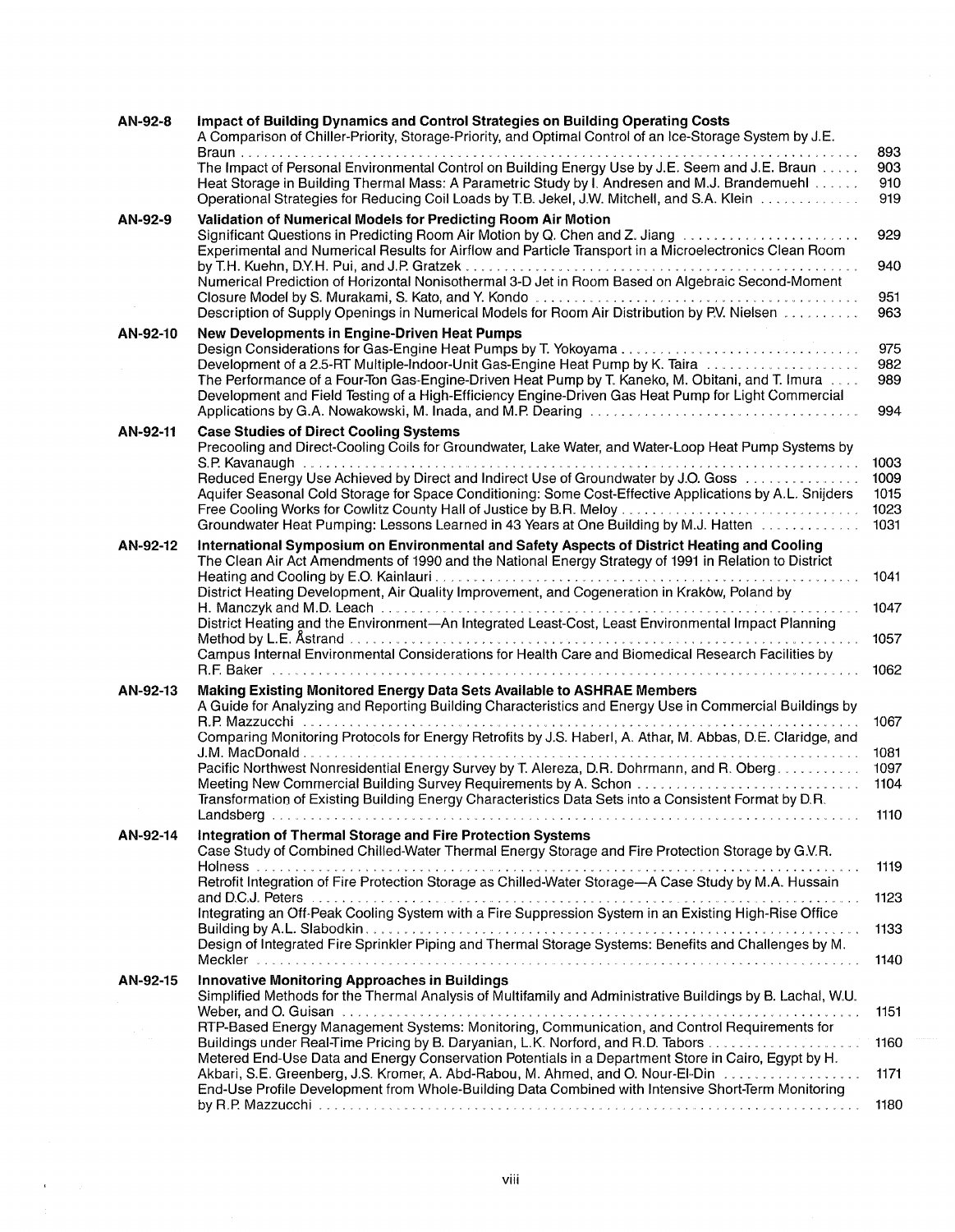**AN-92-8** **Impact of Building Dynamics and Control Strategies on Building Operating Costs**

A Comparison of Chiller-Priority, Storage-Priority, and Optimal Control of an Ice-Storage System by J.E. Braun . . . . . 893
The Impact of Personal Environmental Control on Building Energy Use by J.E. Seem and J.E. Braun . . . . . 903
Heat Storage in Building Thermal Mass: A Parametric Study by I. Andresen and M.J. Brandemuehl . . . . . 910
Operational Strategies for Reducing Coil Loads by T.B. Jekel, J.W. Mitchell, and S.A. Klein . . . . . 919

**AN-92-9** **Validation of Numerical Models for Predicting Room Air Motion**

Significant Questions in Predicting Room Air Motion by Q. Chen and Z. Jiang . . . . . 929
Experimental and Numerical Results for Airflow and Particle Transport in a Microelectronics Clean Room by T.H. Kuehn, D.Y.H. Pui, and J.P. Gratzek . . . . . 940
Numerical Prediction of Horizontal Nonisothermal 3-D Jet in Room Based on Algebraic Second-Moment Closure Model by S. Murakami, S. Kato, and Y. Kondo . . . . . 951
Description of Supply Openings in Numerical Models for Room Air Distribution by P.V. Nielsen . . . . . 963

**AN-92-10** **New Developments in Engine-Driven Heat Pumps**

Design Considerations for Gas-Engine Heat Pumps by T. Yokoyama . . . . . 975
Development of a 2.5-RT Multiple-Indoor-Unit Gas-Engine Heat Pump by K. Taira . . . . . 982
The Performance of a Four-Ton Gas-Engine-Driven Heat Pump by T. Kaneko, M. Obitani, and T. Imura . . . . . 989
Development and Field Testing of a High-Efficiency Engine-Driven Gas Heat Pump for Light Commercial Applications by G.A. Nowakowski, M. Inada, and M.P. Dearing . . . . . 994

**AN-92-11** **Case Studies of Direct Cooling Systems**

Precooling and Direct-Cooling Coils for Groundwater, Lake Water, and Water-Loop Heat Pump Systems by S.P. Kavanaugh . . . . . 1003
Reduced Energy Use Achieved by Direct and Indirect Use of Groundwater by J.O. Goss . . . . . 1009
Aquifer Seasonal Cold Storage for Space Conditioning: Some Cost-Effective Applications by A.L. Snijders . . . . . 1015
Free Cooling Works for Cowlitz County Hall of Justice by B.R. Meloy . . . . . 1023
Groundwater Heat Pumping: Lessons Learned in 43 Years at One Building by M.J. Hatten . . . . . 1031

**AN-92-12** **International Symposium on Environmental and Safety Aspects of District Heating and Cooling**

The Clean Air Act Amendments of 1990 and the National Energy Strategy of 1991 in Relation to District Heating and Cooling by E.O. Kainlauri . . . . . 1041
District Heating Development, Air Quality Improvement, and Cogeneration in Kraków, Poland by H. Manczyk and M.D. Leach . . . . . 1047
District Heating and the Environment—An Integrated Least-Cost, Least Environmental Impact Planning Method by L.E. Åstrand . . . . . 1057
Campus Internal Environmental Considerations for Health Care and Biomedical Research Facilities by R.F. Baker . . . . . 1062

**AN-92-13** **Making Existing Monitored Energy Data Sets Available to ASHRAE Members**

A Guide for Analyzing and Reporting Building Characteristics and Energy Use in Commercial Buildings by R.P. Mazzucchi . . . . . 1067
Comparing Monitoring Protocols for Energy Retrofits by J.S. Haberl, A. Athar, M. Abbas, D.E. Claridge, and J.M. MacDonald . . . . . 1081
Pacific Northwest Nonresidential Energy Survey by T. Alereza, D.R. Dohrmann, and R. Oberg . . . . . 1097
Meeting New Commercial Building Survey Requirements by A. Schon . . . . . 1104
Transformation of Existing Building Energy Characteristics Data Sets into a Consistent Format by D.R. Landsberg . . . . . 1110

**AN-92-14** **Integration of Thermal Storage and Fire Protection Systems**

Case Study of Combined Chilled-Water Thermal Energy Storage and Fire Protection Storage by G.V.R. Holness . . . . . 1119
Retrofit Integration of Fire Protection Storage as Chilled-Water Storage—A Case Study by M.A. Hussain and D.C.J. Peters . . . . . 1123
Integrating an Off-Peak Cooling System with a Fire Suppression System in an Existing High-Rise Office Building by A.L. Slabodkin . . . . . 1133
Design of Integrated Fire Sprinkler Piping and Thermal Storage Systems: Benefits and Challenges by M. Meckler . . . . . 1140

**AN-92-15** **Innovative Monitoring Approaches in Buildings**

Simplified Methods for the Thermal Analysis of Multifamily and Administrative Buildings by B. Lachal, W.U. Weber, and O. Guisan . . . . . 1151
RTP-Based Energy Management Systems: Monitoring, Communication, and Control Requirements for Buildings under Real-Time Pricing by B. Daryanian, L.K. Norford, and R.D. Tabors . . . . . 1160
Metered End-Use Data and Energy Conservation Potentials in a Department Store in Cairo, Egypt by H. Akbari, S.E. Greenberg, J.S. Kromer, A. Abd-Rabou, M. Ahmed, and O. Nour-El-Din . . . . . 1171
End-Use Profile Development from Whole-Building Data Combined with Intensive Short-Term Monitoring by R.P. Mazzucchi . . . . . 1180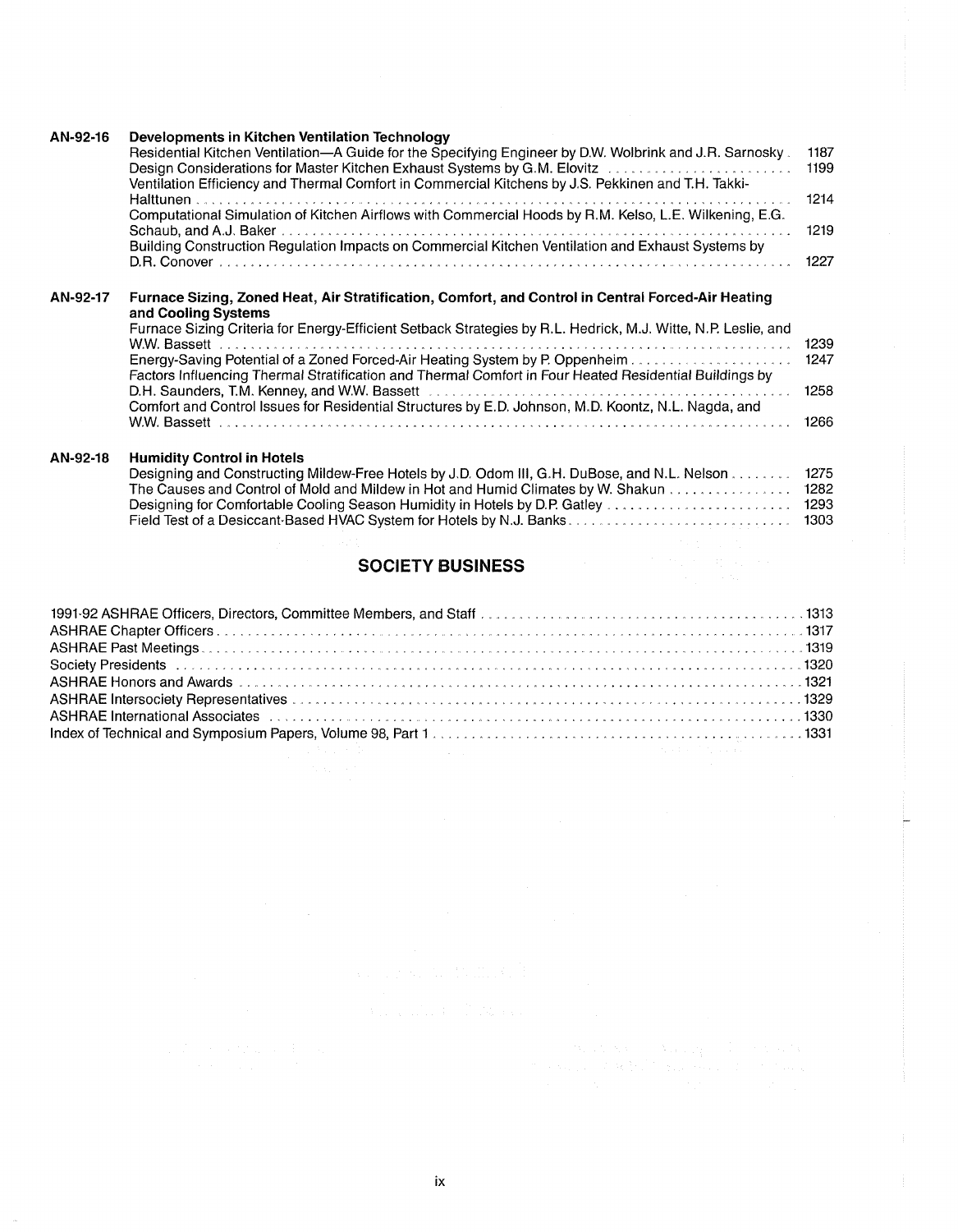**AN-92-16 Developments in Kitchen Ventilation Technology**

Residential Kitchen Ventilation—A Guide for the Specifying Engineer by D.W. Wolbrink and J.R. Sarnosky . 1187
Design Considerations for Master Kitchen Exhaust Systems by G.M. Elovitz . . . . . . . . . . . . . . . . . . . . . . . . 1199
Ventilation Efficiency and Thermal Comfort in Commercial Kitchens by J.S. Pekkinen and T.H. Takki-Halttunen . . . . . . . . . . . . . . . . . . . . . . . . . . . . . . . . . . . . . . . . . . . . . . . . . . . . . . . . . . . . . . . . . . . . 1214
Computational Simulation of Kitchen Airflows with Commercial Hoods by R.M. Kelso, L.E. Wilkening, E.G. Schaub, and A.J. Baker . . . . . . . . . . . . . . . . . . . . . . . . . . . . . . . . . . . . . . . . . . . . . . . . . . . . . . . . 1219
Building Construction Regulation Impacts on Commercial Kitchen Ventilation and Exhaust Systems by D.R. Conover . . . . . . . . . . . . . . . . . . . . . . . . . . . . . . . . . . . . . . . . . . . . . . . . . . . . . . . . . . . . . . . . . . 1227

**AN-92-17 Furnace Sizing, Zoned Heat, Air Stratification, Comfort, and Control in Central Forced-Air Heating and Cooling Systems**

Furnace Sizing Criteria for Energy-Efficient Setback Strategies by R.L. Hedrick, M.J. Witte, N.P. Leslie, and W.W. Bassett . . . . . . . . . . . . . . . . . . . . . . . . . . . . . . . . . . . . . . . . . . . . . . . . . . . . . . . . . . . . . . . . 1239
Energy-Saving Potential of a Zoned Forced-Air Heating System by P. Oppenheim . . . . . . . . . . . . . . . . . . . . 1247
Factors Influencing Thermal Stratification and Thermal Comfort in Four Heated Residential Buildings by D.H. Saunders, T.M. Kenney, and W.W. Bassett . . . . . . . . . . . . . . . . . . . . . . . . . . . . . . . . . . . . . . . . 1258
Comfort and Control Issues for Residential Structures by E.D. Johnson, M.D. Koontz, N.L. Nagda, and W.W. Bassett . . . . . . . . . . . . . . . . . . . . . . . . . . . . . . . . . . . . . . . . . . . . . . . . . . . . . . . . . . . . . . . . 1266

**AN-92-18 Humidity Control in Hotels**

Designing and Constructing Mildew-Free Hotels by J.D. Odom III, G.H. DuBose, and N.L. Nelson . . . . . . . . 1275
The Causes and Control of Mold and Mildew in Hot and Humid Climates by W. Shakun . . . . . . . . . . . . . . . . 1282
Designing for Comfortable Cooling Season Humidity in Hotels by D.P. Gatley . . . . . . . . . . . . . . . . . . . . . . . . 1293
Field Test of a Desiccant-Based HVAC System for Hotels by N.J. Banks . . . . . . . . . . . . . . . . . . . . . . . . . . . . 1303

## SOCIETY BUSINESS

1991-92 ASHRAE Officers, Directors, Committee Members, and Staff . . . . . . . . . . . . . . . . . . . . . . . . . . . . . 1313
ASHRAE Chapter Officers . . . . . . . . . . . . . . . . . . . . . . . . . . . . . . . . . . . . . . . . . . . . . . . . . . . . . . . . . . . . 1317
ASHRAE Past Meetings . . . . . . . . . . . . . . . . . . . . . . . . . . . . . . . . . . . . . . . . . . . . . . . . . . . . . . . . . . . . . . 1319
Society Presidents . . . . . . . . . . . . . . . . . . . . . . . . . . . . . . . . . . . . . . . . . . . . . . . . . . . . . . . . . . . . . . . . . 1320
ASHRAE Honors and Awards . . . . . . . . . . . . . . . . . . . . . . . . . . . . . . . . . . . . . . . . . . . . . . . . . . . . . . . . . . . 1321
ASHRAE Intersociety Representatives . . . . . . . . . . . . . . . . . . . . . . . . . . . . . . . . . . . . . . . . . . . . . . . . . . . 1329
ASHRAE International Associates . . . . . . . . . . . . . . . . . . . . . . . . . . . . . . . . . . . . . . . . . . . . . . . . . . . . . . 1330
Index of Technical and Symposium Papers, Volume 98, Part 1 . . . . . . . . . . . . . . . . . . . . . . . . . . . . . . . . . . 1331